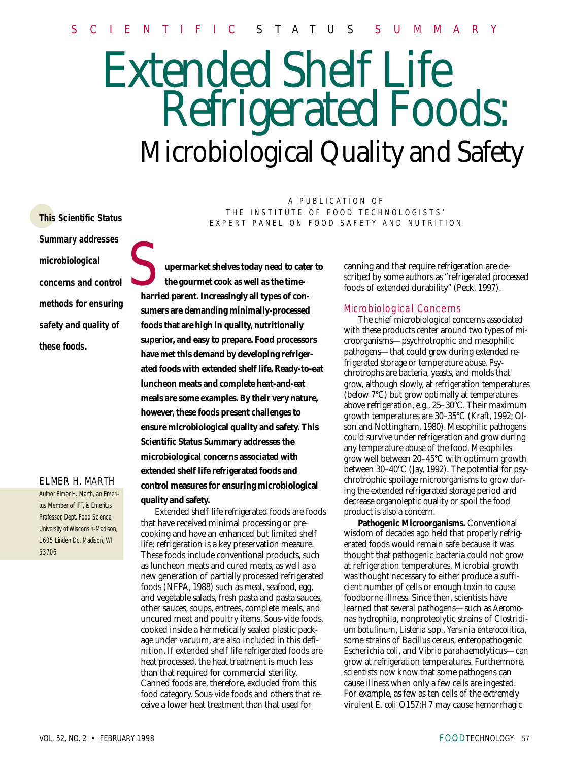SCIENTIFIC STATUS SUMMARY

# Extended Shelf Life Refrigerated Foods: Microbiological Quality and Safety

A PUBLICATION OF THE INSTITUTE OF FOOD TECHNOLOGISTS' EXPERT PANEL ON FOOD SAFETY AND NUTRITION

**This Scientific Status Summary addresses microbiological concerns and control methods for ensuring safety and quality of these foods.**

ELMER H. MARTH

Author Elmer H. Marth, an Emeritus Member of IFT, is Emeritus Professor, Dept. Food Science, University of Wisconsin-Madison, 1605 Linden Dr., Madison, WI 53706

**Supermarket shelves today need to cater to the gourmet cook as well as the time-harried parent. Increasingly all types of consumers are demanding minimally-processed foods that are high in quality, nutritionally superior, and easy to prepare. Food processors have met this demand by developing refrigerated foods with extended shelf life. Ready-to-eat luncheon meats and complete heat-and-eat meals are some examples. By their very nature, however, these foods present challenges to ensure microbiological quality and safety. This Scientific Status Summary addresses the microbiological concerns associated with extended shelf life refrigerated foods and control measures for ensuring microbiological quality and safety.**

Extended shelf life refrigerated foods are foods that have received minimal processing or precooking and have an enhanced but limited shelf life; refrigeration is a key preservation measure. These foods include conventional products, such as luncheon meats and cured meats, as well as a new generation of partially processed refrigerated foods (NFPA, 1988) such as meat, seafood, egg, and vegetable salads, fresh pasta and pasta sauces, other sauces, soups, entrees, complete meals, and uncured meat and poultry items. *Sous-vide* foods, cooked inside a hermetically sealed plastic package under vacuum, are also included in this definition. If extended shelf life refrigerated foods are heat processed, the heat treatment is much less than that required for commercial sterility. Canned foods are, therefore, excluded from this food category. *Sous-vide* foods and others that receive a lower heat treatment than that used for canning and that require refrigeration are described by some authors as "refrigerated processed foods of extended durability" (Peck, 1997).

## Microbiological Concerns

The chief microbiological concerns associated with these products center around two types of microorganisms—psychrotrophic and mesophilic pathogens—that could grow during extended refrigerated storage or temperature abuse. Psychrotrophs are bacteria, yeasts, and molds that grow, although slowly, at refrigeration temperatures (below 7°C) but grow optimally at temperatures above refrigeration, e.g., 25–30°C. Their maximum growth temperatures are 30–35°C (Kraft, 1992; Olson and Nottingham, 1980). Mesophilic pathogens could survive under refrigeration and grow during any temperature abuse of the food. Mesophiles grow well between 20–45°C with optimum growth between 30–40°C (Jay, 1992). The potential for psychrotrophic spoilage microorganisms to grow during the extended refrigerated storage period and decrease organoleptic quality or spoil the food product is also a concern.

**Pathogenic Microorganisms.** Conventional wisdom of decades ago held that properly refrigerated foods would remain safe because it was thought that pathogenic bacteria could not grow at refrigeration temperatures. Microbial growth was thought necessary to either produce a sufficient number of cells or enough toxin to cause foodborne illness. Since then, scientists have learned that several pathogens—such as *Aeromonas hydrophila*, nonproteolytic strains of *Clostridium botulinum*, *Listeria* spp., *Yersinia enterocolitica*, some strains of *Bacillus cereus*, enteropathogenic *Escherichia coli*, and *Vibrio parahaemolyticus*—can grow at refrigeration temperatures. Furthermore, scientists now know that some pathogens can cause illness when only a few cells are ingested. For example, as few as ten cells of the extremely virulent *E. coli* O157:H7 may cause hemorrhagic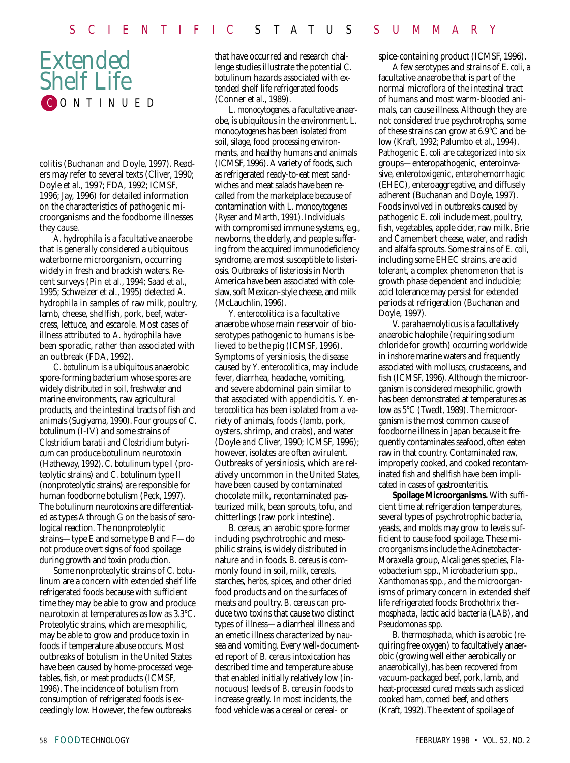# Extended Shelf Life

CONTINUED

colitis (Buchanan and Doyle, 1997). Readers may refer to several texts (Cliver, 1990; Doyle et al., 1997; FDA, 1992; ICMSF, 1996; Jay, 1996) for detailed information on the characteristics of pathogenic microorganisms and the foodborne illnesses they cause.

*A. hydrophila* is a facultative anaerobe that is generally considered a ubiquitous waterborne microorganism, occurring widely in fresh and brackish waters. Recent surveys (Pin et al., 1994; Saad et al., 1995; Schweizer et al., 1995) detected *A. hydrophila* in samples of raw milk, poultry, lamb, cheese, shellfish, pork, beef, watercress, lettuce, and escarole. Most cases of illness attributed to *A. hydrophila* have been sporadic, rather than associated with an outbreak (FDA, 1992).

*C. botulinum* is a ubiquitous anaerobic spore-forming bacterium whose spores are widely distributed in soil, freshwater and marine environments, raw agricultural products, and the intestinal tracts of fish and animals (Sugiyama, 1990). Four groups of *C. botulinum* (I-IV) and some strains of *Clostridium baratii* and *Clostridium butyricum* can produce botulinum neurotoxin (Hatheway, 1992). *C. botulinum* type I (proteolytic strains) and *C. botulinum* type II (nonproteolytic strains) are responsible for human foodborne botulism (Peck, 1997). The botulinum neurotoxins are differentiated as types A through G on the basis of serological reaction. The nonproteolytic strains—type E and some type B and F—do not produce overt signs of food spoilage during growth and toxin production.

Some nonproteolytic strains of *C. botulinum* are a concern with extended shelf life refrigerated foods because with sufficient time they may be able to grow and produce neurotoxin at temperatures as low as 3.3°C. Proteolytic strains, which are mesophilic, may be able to grow and produce toxin in foods if temperature abuse occurs. Most outbreaks of botulism in the United States have been caused by home-processed vegetables, fish, or meat products (ICMSF, 1996). The incidence of botulism from consumption of refrigerated foods is exceedingly low. However, the few outbreaks that have occurred and research challenge studies illustrate the potential *C. botulinum* hazards associated with extended shelf life refrigerated foods (Conner et al., 1989).

*L. monocytogenes*, a facultative anaerobe, is ubiquitous in the environment. *L. monocytogenes* has been isolated from soil, silage, food processing environments, and healthy humans and animals (ICMSF, 1996). A variety of foods, such as refrigerated ready-to-eat meat sandwiches and meat salads have been recalled from the marketplace because of contamination with *L. monocytogenes* (Ryser and Marth, 1991). Individuals with compromised immune systems, e.g., newborns, the elderly, and people suffering from the acquired immunodeficiency syndrome, are most susceptible to listeriosis. Outbreaks of listeriosis in North America have been associated with coleslaw, soft Mexican-style cheese, and milk (McLauchlin, 1996).

*Y. enterocolitica* is a facultative anaerobe whose main reservoir of bioserotypes pathogenic to humans is believed to be the pig (ICMSF, 1996). Symptoms of yersiniosis, the disease caused by *Y. enterocolitica*, may include fever, diarrhea, headache, vomiting, and severe abdominal pain similar to that associated with appendicitis. *Y. enterocolitica* has been isolated from a variety of animals, foods (lamb, pork, oysters, shrimp, and crabs), and water (Doyle and Cliver, 1990; ICMSF, 1996); however, isolates are often avirulent. Outbreaks of yersiniosis, which are relatively uncommon in the United States, have been caused by contaminated chocolate milk, recontaminated pasteurized milk, bean sprouts, tofu, and chitterlings (raw pork intestine).

*B. cereus*, an aerobic spore-former including psychrotrophic and mesophilic strains, is widely distributed in nature and in foods. *B. cereus* is commonly found in soil, milk, cereals, starches, herbs, spices, and other dried food products and on the surfaces of meats and poultry. *B. cereus* can produce two toxins that cause two distinct types of illness—a diarrheal illness and an emetic illness characterized by nausea and vomiting. Every well-documented report of *B. cereus* intoxication has described time and temperature abuse that enabled initially relatively low (innocuous) levels of *B. cereus* in foods to increase greatly. In most incidents, the food vehicle was a cereal or cereal- or spice-containing product (ICMSF, 1996).

A few serotypes and strains of *E. coli*, a facultative anaerobe that is part of the normal microflora of the intestinal tract of humans and most warm-blooded animals, can cause illness. Although they are not considered true psychrotrophs, some of these strains can grow at 6.9°C and below (Kraft, 1992; Palumbo et al., 1994). Pathogenic *E. coli* are categorized into six groups—enteropathogenic, enteroinvasive, enterotoxigenic, enterohemorrhagic (EHEC), enteroaggregative, and diffusely adherent (Buchanan and Doyle, 1997). Foods involved in outbreaks caused by pathogenic *E. coli* include meat, poultry, fish, vegetables, apple cider, raw milk, Brie and Camembert cheese, water, and radish and alfalfa sprouts. Some strains of *E. coli*, including some EHEC strains, are acid tolerant, a complex phenomenon that is growth phase dependent and inducible; acid tolerance may persist for extended periods at refrigeration (Buchanan and Doyle, 1997).

*V. parahaemolyticus* is a facultatively anaerobic halophile (requiring sodium chloride for growth) occurring worldwide in inshore marine waters and frequently associated with molluscs, crustaceans, and fish (ICMSF, 1996). Although the microorganism is considered mesophilic, growth has been demonstrated at temperatures as low as 5°C (Twedt, 1989). The microorganism is the most common cause of foodborne illness in Japan because it frequently contaminates seafood, often eaten raw in that country. Contaminated raw, improperly cooked, and cooked recontaminated fish and shellfish have been implicated in cases of gastroenteritis.

**Spoilage Microorganisms.** With sufficient time at refrigeration temperatures, several types of psychrotrophic bacteria, yeasts, and molds may grow to levels sufficient to cause food spoilage. These microorganisms include the *Acinetobacter-Moraxella* group, *Alcaligenes* species, *Flavobacterium* spp., *Microbacterium* spp., *Xanthomonas* spp., and the microorganisms of primary concern in extended shelf life refrigerated foods: *Brochothrix thermosphacta*, lactic acid bacteria (LAB), and *Pseudomonas* spp.

*B. thermosphacta*, which is aerobic (requiring free oxygen) to facultatively anaerobic (growing well either aerobically or anaerobically), has been recovered from vacuum-packaged beef, pork, lamb, and heat-processed cured meats such as sliced cooked ham, corned beef, and others (Kraft, 1992). The extent of spoilage of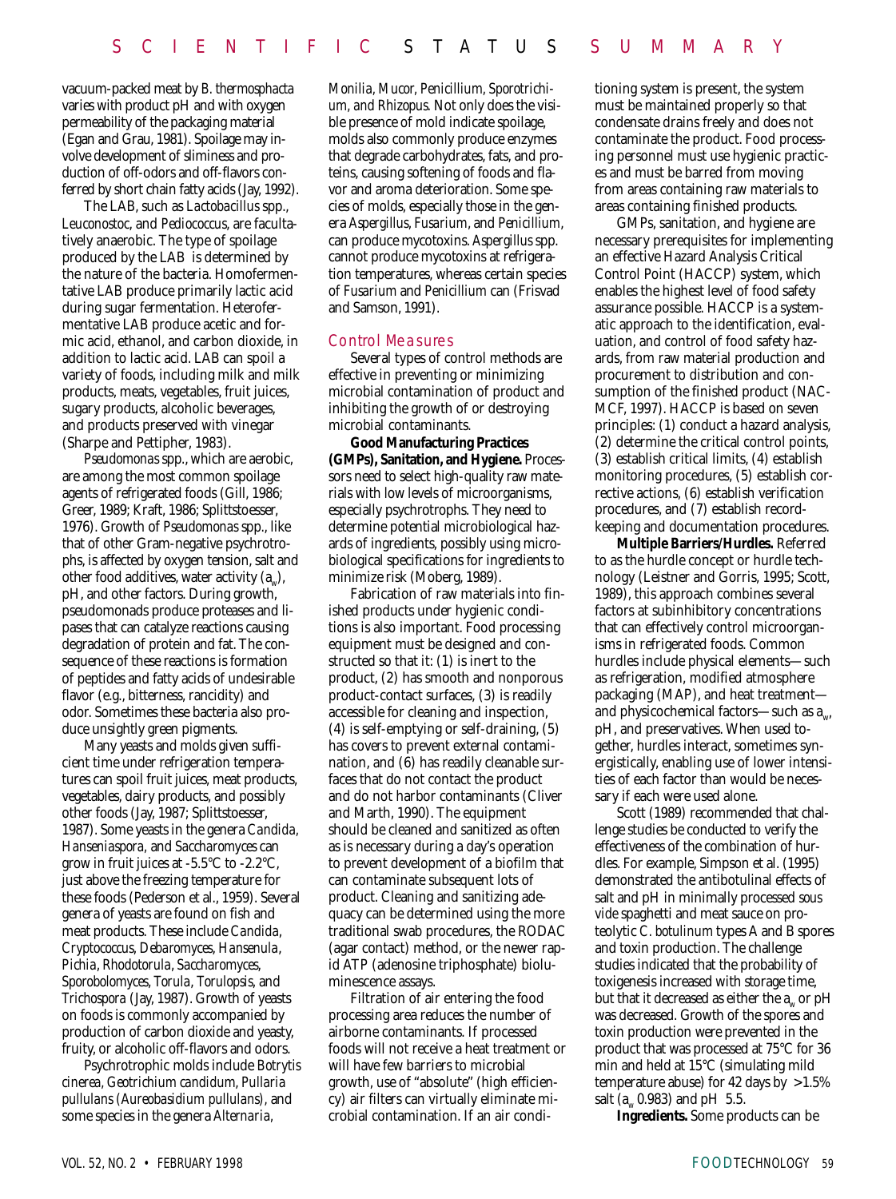vacuum-packed meat by *B. thermosphacta* varies with product pH and with oxygen permeability of the packaging material (Egan and Grau, 1981). Spoilage may involve development of sliminess and production of off-odors and off-flavors conferred by short chain fatty acids (Jay, 1992).

The LAB, such as *Lactobacillus* spp., *Leuconostoc*, and *Pediococcus*, are facultatively anaerobic. The type of spoilage produced by the LAB is determined by the nature of the bacteria. Homofermentative LAB produce primarily lactic acid during sugar fermentation. Heterofermentative LAB produce acetic and formic acid, ethanol, and carbon dioxide, in addition to lactic acid. LAB can spoil a variety of foods, including milk and milk products, meats, vegetables, fruit juices, sugary products, alcoholic beverages, and products preserved with vinegar (Sharpe and Pettipher, 1983).

*Pseudomonas* spp., which are aerobic, are among the most common spoilage agents of refrigerated foods (Gill, 1986; Greer, 1989; Kraft, 1986; Splittstoesser, 1976). Growth of *Pseudomonas* spp., like that of other Gram-negative psychrotrophs, is affected by oxygen tension, salt and other food additives, water activity ($a_w$), pH, and other factors. During growth, pseudomonads produce proteases and lipases that can catalyze reactions causing degradation of protein and fat. The consequence of these reactions is formation of peptides and fatty acids of undesirable flavor (e.g., bitterness, rancidity) and odor. Sometimes these bacteria also produce unsightly green pigments.

Many yeasts and molds given sufficient time under refrigeration temperatures can spoil fruit juices, meat products, vegetables, dairy products, and possibly other foods (Jay, 1987; Splittstoesser, 1987). Some yeasts in the genera *Candida*, *Hanseniaspora*, and *Saccharomyces* can grow in fruit juices at -5.5°C to -2.2°C, just above the freezing temperature for these foods (Pederson et al., 1959). Several genera of yeasts are found on fish and meat products. These include *Candida*, *Cryptococcus*, *Debaromyces*, *Hansenula*, *Pichia*, *Rhodotorula*, *Saccharomyces*, *Sporobolomyces*, *Torula*, *Torulopsis*, and *Trichospora* (Jay, 1987). Growth of yeasts on foods is commonly accompanied by production of carbon dioxide and yeasty, fruity, or alcoholic off-flavors and odors.

Psychrotrophic molds include *Botrytis cinerea*, *Geotrichium candidum*, *Pullaria pullulans* (*Aureobasidium pullulans*), and some species in the genera *Alternaria*, *Monilia*, *Mucor*, *Penicillium*, *Sporotrichium*, *and Rhizopus*. Not only does the visible presence of mold indicate spoilage, molds also commonly produce enzymes that degrade carbohydrates, fats, and proteins, causing softening of foods and flavor and aroma deterioration. Some species of molds, especially those in the genera *Aspergillus*, *Fusarium*, and *Penicillium*, can produce mycotoxins. *Aspergillus* spp. cannot produce mycotoxins at refrigeration temperatures, whereas certain species of *Fusarium* and *Penicillium* can (Frisvad and Samson, 1991).

## Control Measures

Several types of control methods are effective in preventing or minimizing microbial contamination of product and inhibiting the growth of or destroying microbial contaminants.

**Good Manufacturing Practices (GMPs), Sanitation, and Hygiene.** Processors need to select high-quality raw materials with low levels of microorganisms, especially psychrotrophs. They need to determine potential microbiological hazards of ingredients, possibly using microbiological specifications for ingredients to minimize risk (Moberg, 1989).

Fabrication of raw materials into finished products under hygienic conditions is also important. Food processing equipment must be designed and constructed so that it: (1) is inert to the product, (2) has smooth and nonporous product-contact surfaces, (3) is readily accessible for cleaning and inspection, (4) is self-emptying or self-draining, (5) has covers to prevent external contamination, and (6) has readily cleanable surfaces that do not contact the product and do not harbor contaminants (Cliver and Marth, 1990). The equipment should be cleaned and sanitized as often as is necessary during a day's operation to prevent development of a biofilm that can contaminate subsequent lots of product. Cleaning and sanitizing adequacy can be determined using the more traditional swab procedures, the RODAC (agar contact) method, or the newer rapid ATP (adenosine triphosphate) bioluminescence assays.

Filtration of air entering the food processing area reduces the number of airborne contaminants. If processed foods will not receive a heat treatment or will have few barriers to microbial growth, use of "absolute" (high efficiency) air filters can virtually eliminate microbial contamination. If an air conditioning system is present, the system must be maintained properly so that condensate drains freely and does not contaminate the product. Food processing personnel must use hygienic practices and must be barred from moving from areas containing raw materials to areas containing finished products.

GMPs, sanitation, and hygiene are necessary prerequisites for implementing an effective Hazard Analysis Critical Control Point (HACCP) system, which enables the highest level of food safety assurance possible. HACCP is a systematic approach to the identification, evaluation, and control of food safety hazards, from raw material production and procurement to distribution and consumption of the finished product (NACMCF, 1997). HACCP is based on seven principles: (1) conduct a hazard analysis, (2) determine the critical control points, (3) establish critical limits, (4) establish monitoring procedures, (5) establish corrective actions, (6) establish verification procedures, and (7) establish record-keeping and documentation procedures.

**Multiple Barriers/Hurdles.** Referred to as the hurdle concept or hurdle technology (Leistner and Gorris, 1995; Scott, 1989), this approach combines several factors at subinhibitory concentrations that can effectively control microorganisms in refrigerated foods. Common hurdles include physical elements—such as refrigeration, modified atmosphere packaging (MAP), and heat treatment—and physicochemical factors—such as $a_w$, pH, and preservatives. When used together, hurdles interact, sometimes synergistically, enabling use of lower intensities of each factor than would be necessary if each were used alone.

Scott (1989) recommended that challenge studies be conducted to verify the effectiveness of the combination of hurdles. For example, Simpson et al. (1995) demonstrated the antibotulinal effects of salt and pH in minimally processed *sous vide* spaghetti and meat sauce on proteolytic *C. botulinum* types A and B spores and toxin production. The challenge studies indicated that the probability of toxigenesis increased with storage time, but that it decreased as either the $a_w$ or pH was decreased. Growth of the spores and toxin production were prevented in the product that was processed at 75°C for 36 min and held at 15°C (simulating mild temperature abuse) for 42 days by >1.5% salt ($a_w$ 0.983) and pH 5.5.

**Ingredients.** Some products can be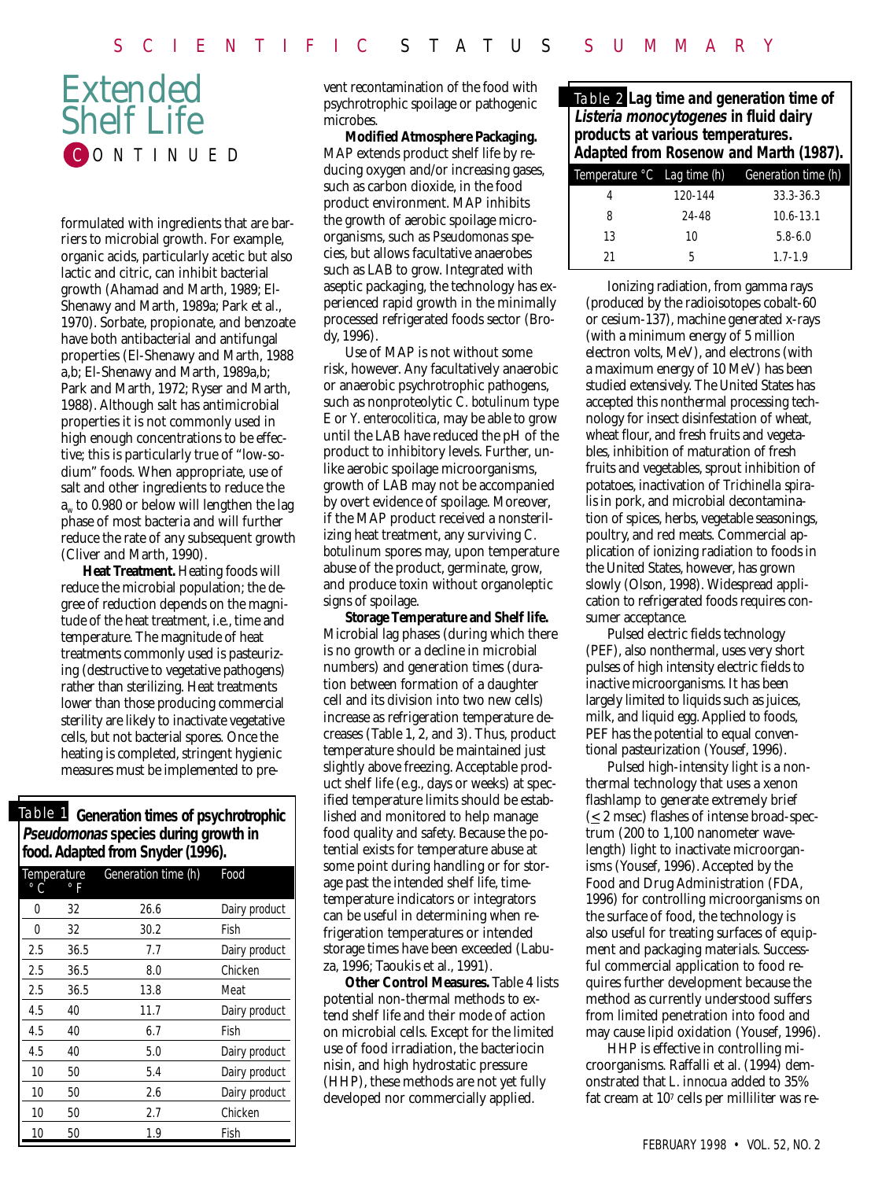# Extended Shelf Life

CONTINUED

formulated with ingredients that are barriers to microbial growth. For example, organic acids, particularly acetic but also lactic and citric, can inhibit bacterial growth (Ahamad and Marth, 1989; El-Shenawy and Marth, 1989a; Park et al., 1970). Sorbate, propionate, and benzoate have both antibacterial and antifungal properties (El-Shenawy and Marth, 1988 a,b; El-Shenawy and Marth, 1989a,b; Park and Marth, 1972; Ryser and Marth, 1988). Although salt has antimicrobial properties it is not commonly used in high enough concentrations to be effective; this is particularly true of "low-sodium" foods. When appropriate, use of salt and other ingredients to reduce the $a_w$ to 0.980 or below will lengthen the lag phase of most bacteria and will further reduce the rate of any subsequent growth (Cliver and Marth, 1990).

**Heat Treatment.** Heating foods will reduce the microbial population; the degree of reduction depends on the magnitude of the heat treatment, i.e., time and temperature. The magnitude of heat treatments commonly used is pasteurizing (destructive to vegetative pathogens) rather than sterilizing. Heat treatments lower than those producing commercial sterility are likely to inactivate vegetative cells, but not bacterial spores. Once the heating is completed, stringent hygienic measures must be implemented to prevent recontamination of the food with psychrotrophic spoilage or pathogenic microbes.

**Table 1 Generation times of psychrotrophic *Pseudomonas* species during growth in food. Adapted from Snyder (1996).**

| Temperature °C | °F | Generation time (h) | Food |
|---|---|---|---|
| 0 | 32 | 26.6 | Dairy product |
| 0 | 32 | 30.2 | Fish |
| 2.5 | 36.5 | 7.7 | Dairy product |
| 2.5 | 36.5 | 8.0 | Chicken |
| 2.5 | 36.5 | 13.8 | Meat |
| 4.5 | 40 | 11.7 | Dairy product |
| 4.5 | 40 | 6.7 | Fish |
| 4.5 | 40 | 5.0 | Dairy product |
| 10 | 50 | 5.4 | Dairy product |
| 10 | 50 | 2.6 | Dairy product |
| 10 | 50 | 2.7 | Chicken |
| 10 | 50 | 1.9 | Fish |

**Modified Atmosphere Packaging.** MAP extends product shelf life by reducing oxygen and/or increasing gases, such as carbon dioxide, in the food product environment. MAP inhibits the growth of aerobic spoilage microorganisms, such as *Pseudomonas* species, but allows facultative anaerobes such as LAB to grow. Integrated with aseptic packaging, the technology has experienced rapid growth in the minimally processed refrigerated foods sector (Brody, 1996).

Use of MAP is not without some risk, however. Any facultatively anaerobic or anaerobic psychrotrophic pathogens, such as nonproteolytic *C. botulinum* type E or *Y. enterocolitica*, may be able to grow until the LAB have reduced the pH of the product to inhibitory levels. Further, unlike aerobic spoilage microorganisms, growth of LAB may not be accompanied by overt evidence of spoilage. Moreover, if the MAP product received a nonsterilizing heat treatment, any surviving *C. botulinum* spores may, upon temperature abuse of the product, germinate, grow, and produce toxin without organoleptic signs of spoilage.

**Storage Temperature and Shelf life.** Microbial lag phases (during which there is no growth or a decline in microbial numbers) and generation times (duration between formation of a daughter cell and its division into two new cells) increase as refrigeration temperature decreases (Table 1, 2, and 3). Thus, product temperature should be maintained just slightly above freezing. Acceptable product shelf life (e.g., days or weeks) at specified temperature limits should be established and monitored to help manage food quality and safety. Because the potential exists for temperature abuse at some point during handling or for storage past the intended shelf life, time-temperature indicators or integrators can be useful in determining when refrigeration temperatures or intended storage times have been exceeded (Labuza, 1996; Taoukis et al., 1991).

**Other Control Measures.** Table 4 lists potential non-thermal methods to extend shelf life and their mode of action on microbial cells. Except for the limited use of food irradiation, the bacteriocin nisin, and high hydrostatic pressure (HHP), these methods are not yet fully developed nor commercially applied.

**Table 2 Lag time and generation time of *Listeria monocytogenes* in fluid dairy products at various temperatures. Adapted from Rosenow and Marth (1987).**

| Temperature °C | Lag time (h) | Generation time (h) |
|---|---|---|
| 4 | 120-144 | 33.3-36.3 |
| 8 | 24-48 | 10.6-13.1 |
| 13 | 10 | 5.8-6.0 |
| 21 | 5 | 1.7-1.9 |

Ionizing radiation, from gamma rays (produced by the radioisotopes cobalt-60 or cesium-137), machine generated x-rays (with a minimum energy of 5 million electron volts, MeV), and electrons (with a maximum energy of 10 MeV) has been studied extensively. The United States has accepted this nonthermal processing technology for insect disinfestation of wheat, wheat flour, and fresh fruits and vegetables, inhibition of maturation of fresh fruits and vegetables, sprout inhibition of potatoes, inactivation of *Trichinella spiralis* in pork, and microbial decontamination of spices, herbs, vegetable seasonings, poultry, and red meats. Commercial application of ionizing radiation to foods in the United States, however, has grown slowly (Olson, 1998). Widespread application to refrigerated foods requires consumer acceptance.

Pulsed electric fields technology (PEF), also nonthermal, uses very short pulses of high intensity electric fields to inactive microorganisms. It has been largely limited to liquids such as juices, milk, and liquid egg. Applied to foods, PEF has the potential to equal conventional pasteurization (Yousef, 1996).

Pulsed high-intensity light is a nonthermal technology that uses a xenon flashlamp to generate extremely brief ($\leq$ 2 msec) flashes of intense broad-spectrum (200 to 1,100 nanometer wavelength) light to inactivate microorganisms (Yousef, 1996). Accepted by the Food and Drug Administration (FDA, 1996) for controlling microorganisms on the surface of food, the technology is also useful for treating surfaces of equipment and packaging materials. Successful commercial application to food requires further development because the method as currently understood suffers from limited penetration into food and may cause lipid oxidation (Yousef, 1996).

HHP is effective in controlling microorganisms. Raffalli et al. (1994) demonstrated that *L. innocua* added to 35% fat cream at $10^7$ cells per milliliter was re-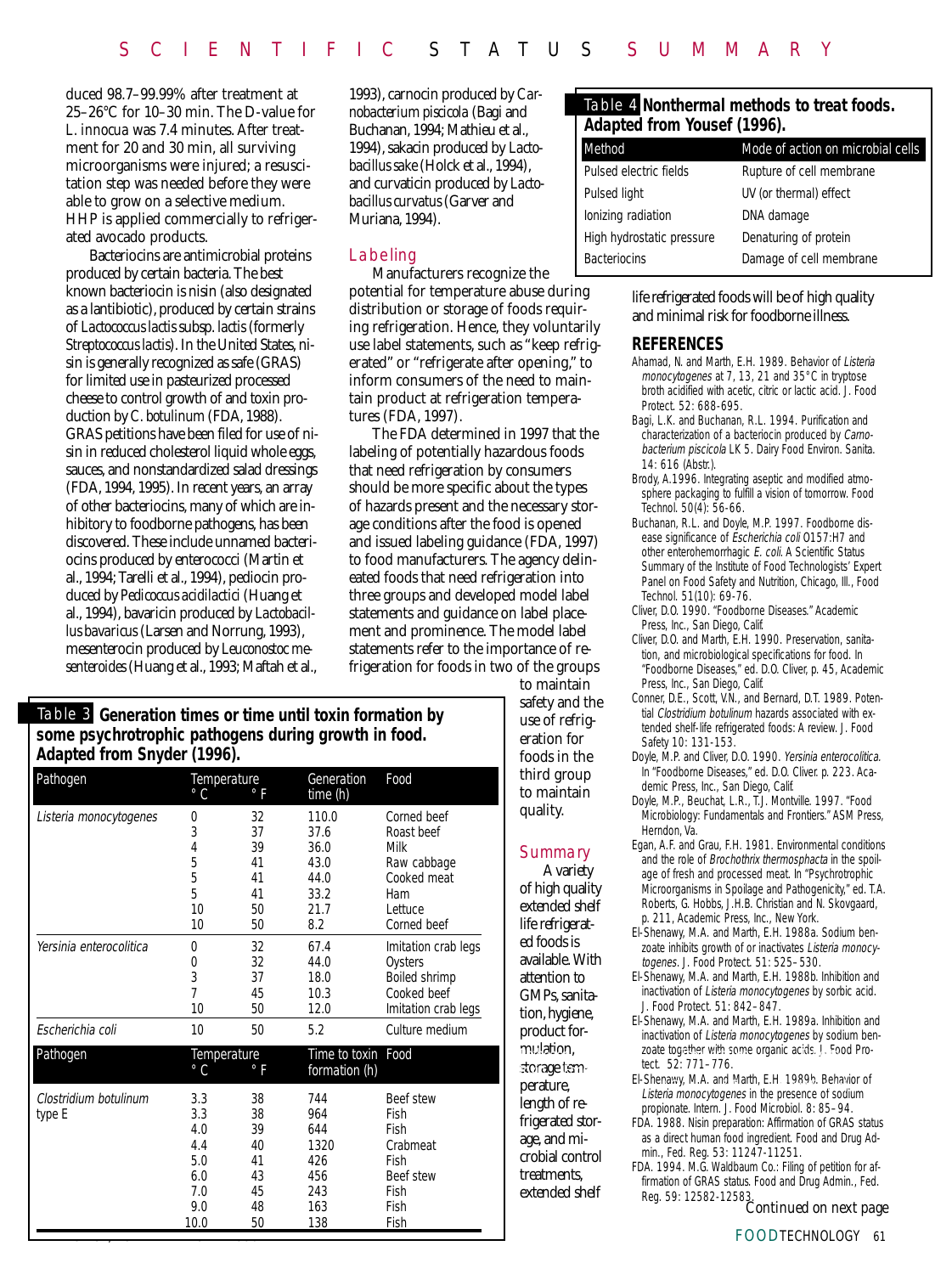duced 98.7–99.99% after treatment at 25–26°C for 10–30 min. The D-value for *L. innocua* was 7.4 minutes. After treatment for 20 and 30 min, all surviving microorganisms were injured; a resuscitation step was needed before they were able to grow on a selective medium. HHP is applied commercially to refrigerated avocado products.

Bacteriocins are antimicrobial proteins produced by certain bacteria. The best known bacteriocin is nisin (also designated as a lantibiotic), produced by certain strains of *Lactococcus lactis* subsp. *lactis* (formerly *Streptococcus lactis*). In the United States, nisin is generally recognized as safe (GRAS) for limited use in pasteurized processed cheese to control growth of and toxin production by *C. botulinum* (FDA, 1988). GRAS petitions have been filed for use of nisin in reduced cholesterol liquid whole eggs, sauces, and nonstandardized salad dressings (FDA, 1994, 1995). In recent years, an array of other bacteriocins, many of which are inhibitory to foodborne pathogens, has been discovered. These include unnamed bacteriocins produced by enterococci (Martin et al., 1994; Tarelli et al., 1994), pediocin produced by *Pedicoccus acidilactici* (Huang et al., 1994), bavaricin produced by *Lactobacillus bavaricus* (Larsen and Norrung, 1993), mesenterocin produced by *Leuconostoc mesenteroides* (Huang et al., 1993; Maftah et al., 1993), carnocin produced by *Carnobacterium piscicola* (Bagi and Buchanan, 1994; Mathieu et al., 1994), sakacin produced by *Lactobacillus sake* (Holck et al., 1994), and curvaticin produced by *Lactobacillus curvatus* (Garver and Muriana, 1994).

## Labeling

Manufacturers recognize the potential for temperature abuse during distribution or storage of foods requiring refrigeration. Hence, they voluntarily use label statements, such as "keep refrigerated" or "refrigerate after opening," to inform consumers of the need to maintain product at refrigeration temperatures (FDA, 1997).

The FDA determined in 1997 that the labeling of potentially hazardous foods that need refrigeration by consumers should be more specific about the types of hazards present and the necessary storage conditions after the food is opened and issued labeling guidance (FDA, 1997) to food manufacturers. The agency delineated foods that need refrigeration into three groups and developed model label statements and guidance on label placement and prominence. The model label statements refer to the importance of refrigeration for foods in two of the groups to maintain safety and the use of refrigeration for foods in the third group to maintain quality.

## Summary

A variety of high quality extended shelf life refrigerated foods is available. With attention to GMPs, sanitation, hygiene, product formulation, storage temperature, length of refrigerated storage, and microbial control treatments, extended shelf life refrigerated foods will be of high quality and minimal risk for foodborne illness.

**Table 3 Generation times or time until toxin formation by some psychrotrophic pathogens during growth in food. Adapted from Snyder (1996).**

| Pathogen | Temperature °C | Temperature °F | Generation time (h) | Food |
|---|---|---|---|---|
| *Listeria monocytogenes* | 0 | 32 | 110.0 | Corned beef |
| | 3 | 37 | 37.6 | Roast beef |
| | 4 | 39 | 36.0 | Milk |
| | 5 | 41 | 43.0 | Raw cabbage |
| | 5 | 41 | 44.0 | Cooked meat |
| | 5 | 41 | 33.2 | Ham |
| | 10 | 50 | 21.7 | Lettuce |
| | 10 | 50 | 8.2 | Corned beef |
| *Yersinia enterocolitica* | 0 | 32 | 67.4 | Imitation crab legs |
| | 0 | 32 | 44.0 | Oysters |
| | 3 | 37 | 18.0 | Boiled shrimp |
| | 7 | 45 | 10.3 | Cooked beef |
| | 10 | 50 | 12.0 | Imitation crab legs |
| *Escherichia coli* | 10 | 50 | 5.2 | Culture medium |
| **Pathogen** | **Temperature °C** | **Temperature °F** | **Time to toxin formation (h)** | **Food** |
| *Clostridium botulinum* type E | 3.3 | 38 | 744 | Beef stew |
| | 3.3 | 38 | 964 | Fish |
| | 4.0 | 39 | 644 | Fish |
| | 4.4 | 40 | 1320 | Crabmeat |
| | 5.0 | 41 | 426 | Fish |
| | 6.0 | 43 | 456 | Beef stew |
| | 7.0 | 45 | 243 | Fish |
| | 9.0 | 48 | 163 | Fish |
| | 10.0 | 50 | 138 | Fish |

**Table 4 Nonthermal methods to treat foods. Adapted from Yousef (1996).**

| Method | Mode of action on microbial cells |
|---|---|
| Pulsed electric fields | Rupture of cell membrane |
| Pulsed light | UV (or thermal) effect |
| Ionizing radiation | DNA damage |
| High hydrostatic pressure | Denaturing of protein |
| Bacteriocins | Damage of cell membrane |

## REFERENCES

Ahamad, N. and Marth, E.H. 1989. Behavior of *Listeria monocytogenes* at 7, 13, 21 and 35°C in tryptose broth acidified with acetic, citric or lactic acid. J. Food Protect. 52: 688-695.

Bagi, L.K. and Buchanan, R.L. 1994. Purification and characterization of a bacteriocin produced by *Carnobacterium piscicola* LK 5. Dairy Food Environ. Sanita. 14: 616 (Abstr.).

Brody, A.1996. Integrating aseptic and modified atmosphere packaging to fulfill a vision of tomorrow. Food Technol. 50(4): 56-66.

Buchanan, R.L. and Doyle, M.P. 1997. Foodborne disease significance of *Escherichia coli* O157:H7 and other enterohemorrhagic *E. coli*. A Scientific Status Summary of the Institute of Food Technologists' Expert Panel on Food Safety and Nutrition, Chicago, Ill., Food Technol. 51(10): 69-76.

Cliver, D.O. 1990. "Foodborne Diseases." Academic Press, Inc., San Diego, Calif.

Cliver, D.O. and Marth, E.H. 1990. Preservation, sanitation, and microbiological specifications for food. In "Foodborne Diseases," ed. D.O. Cliver, p. 45, Academic Press, Inc., San Diego, Calif.

Conner, D.E., Scott, V.N., and Bernard, D.T. 1989. Potential *Clostridium botulinum* hazards associated with extended shelf-life refrigerated foods: A review. J. Food Safety 10: 131-153.

Doyle, M.P. and Cliver, D.O. 1990. *Yersinia enterocolitica*. In "Foodborne Diseases," ed. D.O. Cliver. p. 223. Academic Press, Inc., San Diego, Calif.

Doyle, M.P., Beuchat, L.R., T.J. Montville. 1997. "Food Microbiology: Fundamentals and Frontiers." ASM Press, Herndon, Va.

Egan, A.F. and Grau, F.H. 1981. Environmental conditions and the role of *Brochothrix thermosphacta* in the spoilage of fresh and processed meat. In "Psychrotrophic Microorganisms in Spoilage and Pathogenicity," ed. T.A. Roberts, G. Hobbs, J.H.B. Christian and N. Skovgaard, p. 211, Academic Press, Inc., New York.

El-Shenawy, M.A. and Marth, E.H. 1988a. Sodium benzoate inhibits growth of or inactivates *Listeria monocytogenes*. J. Food Protect. 51: 525–530.

El-Shenawy, M.A. and Marth, E.H. 1988b. Inhibition and inactivation of *Listeria monocytogenes* by sorbic acid. J. Food Protect. 51: 842–847.

El-Shenawy, M.A. and Marth, E.H. 1989a. Inhibition and inactivation of *Listeria monocytogenes* by sodium benzoate together with some organic acids. J. Food Protect. 52: 771–776.

El-Shenawy, M.A. and Marth, E.H. 1989b. Behavior of *Listeria monocytogenes* in the presence of sodium propionate. Intern. J. Food Microbiol. 8: 85–94.

FDA. 1988. Nisin preparation: Affirmation of GRAS status as a direct human food ingredient. Food and Drug Admin., Fed. Reg. 53: 11247-11251.

FDA. 1994. M.G. Waldbaum Co.: Filing of petition for affirmation of GRAS status. Food and Drug Admin., Fed. Reg. 59: 12582-12583.

Continued on next page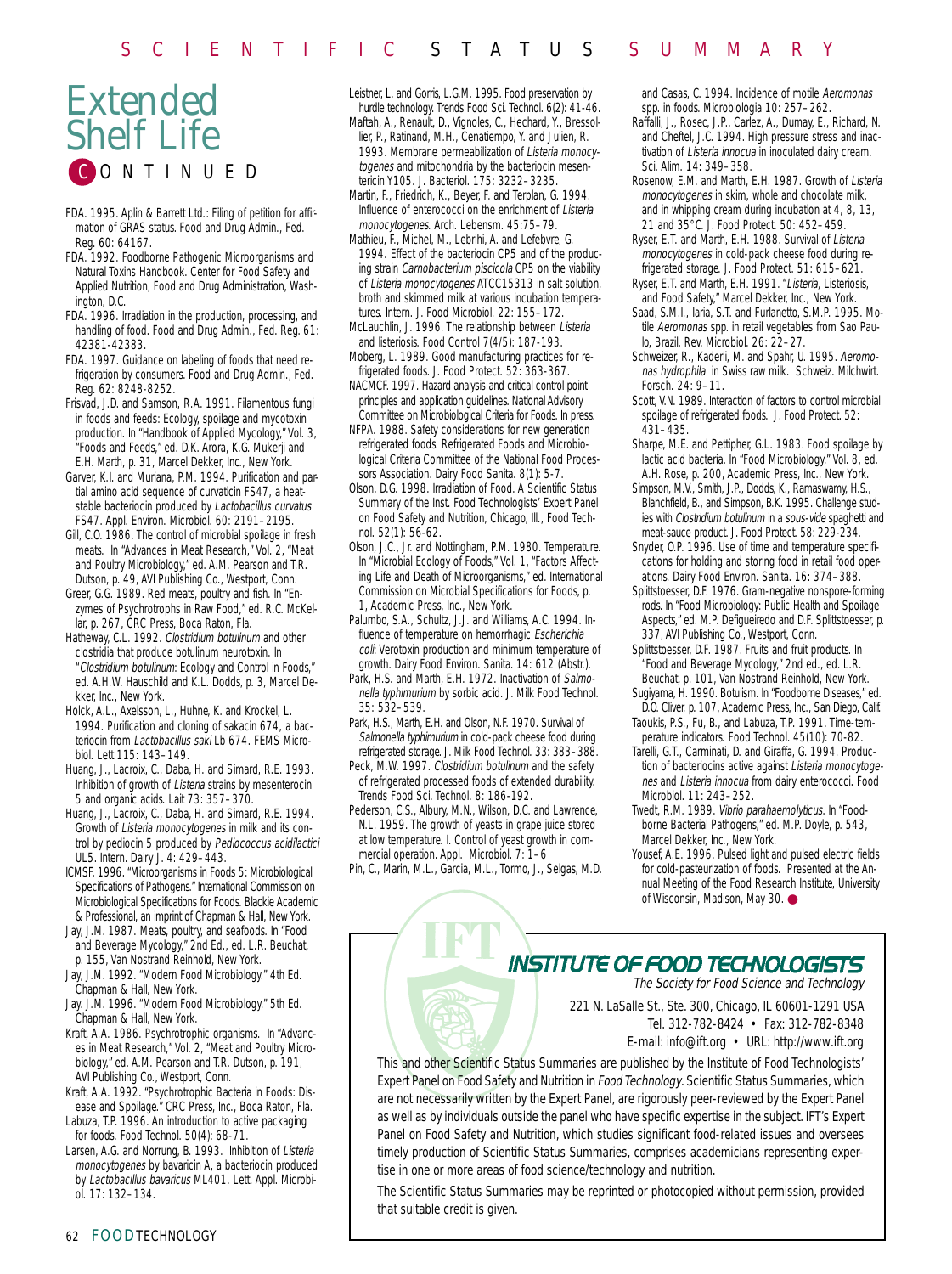# Extended Shelf Life

CONTINUED

FDA. 1995. Aplin & Barrett Ltd.: Filing of petition for affirmation of GRAS status. Food and Drug Admin., Fed. Reg. 60: 64167.

FDA. 1992. Foodborne Pathogenic Microorganisms and Natural Toxins Handbook. Center for Food Safety and Applied Nutrition, Food and Drug Administration, Washington, D.C.

FDA. 1996. Irradiation in the production, processing, and handling of food. Food and Drug Admin., Fed. Reg. 61: 42381-42383.

FDA. 1997. Guidance on labeling of foods that need refrigeration by consumers. Food and Drug Admin., Fed. Reg. 62: 8248-8252.

Frisvad, J.D. and Samson, R.A. 1991. Filamentous fungi in foods and feeds: Ecology, spoilage and mycotoxin production. In "Handbook of Applied Mycology," Vol. 3, "Foods and Feeds," ed. D.K. Arora, K.G. Mukerji and E.H. Marth, p. 31, Marcel Dekker, Inc., New York.

Garver, K.I. and Muriana, P.M. 1994. Purification and partial amino acid sequence of curvaticin FS47, a heat-stable bacteriocin produced by *Lactobacillus curvatus* FS47. Appl. Environ. Microbiol. 60: 2191–2195.

Gill, C.O. 1986. The control of microbial spoilage in fresh meats. In "Advances in Meat Research," Vol. 2, "Meat and Poultry Microbiology," ed. A.M. Pearson and T.R. Dutson, p. 49, AVI Publishing Co., Westport, Conn.

Greer, G.G. 1989. Red meats, poultry and fish. In "Enzymes of Psychrotrophs in Raw Food," ed. R.C. McKellar, p. 267, CRC Press, Boca Raton, Fla.

Hatheway, C.L. 1992. *Clostridium botulinum* and other clostridia that produce botulinum neurotoxin. In "*Clostridium botulinum*: Ecology and Control in Foods," ed. A.H.W. Hauschild and K.L. Dodds, p. 3, Marcel Dekker, Inc., New York.

Holck, A.L., Axelsson, L., Huhne, K. and Krockel, L. 1994. Purification and cloning of sakacin 674, a bacteriocin from *Lactobacillus saki* Lb 674. FEMS Microbiol. Lett.115: 143–149.

Huang, J., Lacroix, C., Daba, H. and Simard, R.E. 1993. Inhibition of growth of *Listeria* strains by mesenterocin 5 and organic acids. Lait 73: 357–370.

Huang, J., Lacroix, C., Daba, H. and Simard, R.E. 1994. Growth of *Listeria monocytogenes* in milk and its control by pediocin 5 produced by *Pediococcus acidilactici* UL5. Intern. Dairy J. 4: 429–443.

ICMSF. 1996. "Microorganisms in Foods 5: Microbiological Specifications of Pathogens." International Commission on Microbiological Specifications for Foods. Blackie Academic & Professional, an imprint of Chapman & Hall, New York.

Jay, J.M. 1987. Meats, poultry, and seafoods. In "Food and Beverage Mycology," 2nd Ed., ed. L.R. Beuchat, p. 155, Van Nostrand Reinhold, New York.

Jay, J.M. 1992. "Modern Food Microbiology." 4th Ed. Chapman & Hall, New York.

Jay, J.M. 1996. "Modern Food Microbiology." 5th Ed. Chapman & Hall, New York.

Kraft, A.A. 1986. Psychrotrophic organisms. In "Advances in Meat Research," Vol. 2, "Meat and Poultry Microbiology," ed. A.M. Pearson and T.R. Dutson, p. 191, AVI Publishing Co., Westport, Conn.

Kraft, A.A. 1992. "Psychrotrophic Bacteria in Foods: Disease and Spoilage." CRC Press, Inc., Boca Raton, Fla.

Labuza, T.P. 1996. An introduction to active packaging for foods. Food Technol. 50(4): 68-71.

Larsen, A.G. and Norrung, B. 1993. Inhibition of *Listeria monocytogenes* by bavaricin A, a bacteriocin produced by *Lactobacillus bavaricus* ML401. Lett. Appl. Microbiol. 17: 132–134.

Leistner, L. and Gorris, L.G.M. 1995. Food preservation by hurdle technology. Trends Food Sci. Technol. 6(2): 41-46.

Maftah, A., Renault, D., Vignoles, C., Hechard, Y., Bressollier, P., Ratinand, M.H., Cenatiempo, Y. and Julien, R. 1993. Membrane permeabilization of *Listeria monocytogenes* and mitochondria by the bacteriocin mesentericin Y105. J. Bacteriol. 175: 3232–3235.

Martin, F., Friedrich, K., Beyer, F. and Terplan, G. 1994. Influence of enterococci on the enrichment of *Listeria monocytogenes*. Arch. Lebensm. 45:75–79.

Mathieu, F., Michel, M., Lebrihi, A. and Lefebvre, G. 1994. Effect of the bacteriocin CP5 and of the producing strain *Carnobacterium piscicola* CP5 on the viability of *Listeria monocytogenes* ATCC15313 in salt solution, broth and skimmed milk at various incubation temperatures. Intern. J. Food Microbiol. 22: 155–172.

McLauchlin, J. 1996. The relationship between *Listeria* and listeriosis. Food Control 7(4/5): 187-193.

Moberg, L. 1989. Good manufacturing practices for refrigerated foods. J. Food Protect. 52: 363-367.

NACMCF. 1997. Hazard analysis and critical control point principles and application guidelines. National Advisory Committee on Microbiological Criteria for Foods. In press.

NFPA. 1988. Safety considerations for new generation refrigerated foods. Refrigerated Foods and Microbiological Criteria Committee of the National Food Processors Association. Dairy Food Sanita. 8(1): 5-7.

Olson, D.G. 1998. Irradiation of Food. A Scientific Status Summary of the Inst. Food Technologists' Expert Panel on Food Safety and Nutrition, Chicago, Ill., Food Technol. 52(1): 56-62.

Olson, J.C., Jr. and Nottingham, P.M. 1980. Temperature. In "Microbial Ecology of Foods," Vol. 1, "Factors Affecting Life and Death of Microorganisms," ed. International Commission on Microbial Specifications for Foods, p. 1, Academic Press, Inc., New York.

Palumbo, S.A., Schultz, J.J. and Williams, A.C. 1994. Influence of temperature on hemorrhagic *Escherichia coli*: Verotoxin production and minimum temperature of growth. Dairy Food Environ. Sanita. 14: 612 (Abstr.).

Park, H.S. and Marth, E.H. 1972. Inactivation of *Salmonella typhimurium* by sorbic acid. J. Milk Food Technol. 35: 532–539.

Park, H.S., Marth, E.H. and Olson, N.F. 1970. Survival of *Salmonella typhimurium* in cold-pack cheese food during refrigerated storage. J. Milk Food Technol. 33: 383–388.

Peck, M.W. 1997. *Clostridium botulinum* and the safety of refrigerated processed foods of extended durability. Trends Food Sci. Technol. 8: 186-192.

Pederson, C.S., Albury, M.N., Wilson, D.C. and Lawrence, N.L. 1959. The growth of yeasts in grape juice stored at low temperature. I. Control of yeast growth in commercial operation. Appl. Microbiol. 7: 1–6

Pin, C., Marin, M.L., Garcia, M.L., Tormo, J., Selgas, M.D. and Casas, C. 1994. Incidence of motile *Aeromonas* spp. in foods. Microbiologia 10: 257–262.

Raffalli, J., Rosec, J.P., Carlez, A., Dumay, E., Richard, N. and Cheftel, J.C. 1994. High pressure stress and inactivation of *Listeria innocua* in inoculated dairy cream. Sci. Alim. 14: 349–358.

Rosenow, E.M. and Marth, E.H. 1987. Growth of *Listeria monocytogenes* in skim, whole and chocolate milk, and in whipping cream during incubation at 4, 8, 13, 21 and 35°C. J. Food Protect. 50: 452–459.

Ryser, E.T. and Marth, E.H. 1988. Survival of *Listeria monocytogenes* in cold-pack cheese food during refrigerated storage. J. Food Protect. 51: 615–621.

Ryser, E.T. and Marth, E.H. 1991. "*Listeria*, Listeriosis, and Food Safety," Marcel Dekker, Inc., New York.

Saad, S.M.I., Iaria, S.T. and Furlanetto, S.M.P. 1995. Motile *Aeromonas* spp. in retail vegetables from Sao Paulo, Brazil. Rev. Microbiol. 26: 22–27.

Schweizer, R., Kaderli, M. and Spahr, U. 1995. *Aeromonas hydrophila* in Swiss raw milk. Schweiz. Milchwirt. Forsch. 24: 9–11.

Scott, V.N. 1989. Interaction of factors to control microbial spoilage of refrigerated foods. J. Food Protect. 52: 431–435.

Sharpe, M.E. and Pettipher, G.L. 1983. Food spoilage by lactic acid bacteria. In "Food Microbiology," Vol. 8, ed. A.H. Rose, p. 200, Academic Press, Inc., New York.

Simpson, M.V., Smith, J.P., Dodds, K., Ramaswamy, H.S., Blanchfield, B., and Simpson, B.K. 1995. Challenge studies with *Clostridium botulinum* in a *sous-vide* spaghetti and meat-sauce product. J. Food Protect. 58: 229-234.

Snyder, O.P. 1996. Use of time and temperature specifications for holding and storing food in retail food operations. Dairy Food Environ. Sanita. 16: 374–388.

Splittstoesser, D.F. 1976. Gram-negative nonspore-forming rods. In "Food Microbiology: Public Health and Spoilage Aspects," ed. M.P. Defigueiredo and D.F. Splittstoesser, p. 337, AVI Publishing Co., Westport, Conn.

Splittstoesser, D.F. 1987. Fruits and fruit products. In "Food and Beverage Mycology," 2nd ed., ed. L.R. Beuchat, p. 101, Van Nostrand Reinhold, New York.

Sugiyama, H. 1990. Botulism. In "Foodborne Diseases," ed. D.O. Cliver, p. 107, Academic Press, Inc., San Diego, Calif.

Taoukis, P.S., Fu, B., and Labuza, T.P. 1991. Time-temperature indicators. Food Technol. 45(10): 70-82.

Tarelli, G.T., Carminati, D. and Giraffa, G. 1994. Production of bacteriocins active against *Listeria monocytogenes* and *Listeria innocua* from dairy enterococci. Food Microbiol. 11: 243–252.

Twedt, R.M. 1989. *Vibrio parahaemolyticus*. In "Foodborne Bacterial Pathogens," ed. M.P. Doyle, p. 543, Marcel Dekker, Inc., New York.

Yousef, A.E. 1996. Pulsed light and pulsed electric fields for cold-pasteurization of foods. Presented at the Annual Meeting of the Food Research Institute, University of Wisconsin, Madison, May 30.

---

**INSTITUTE OF FOOD TECHNOLOGISTS**

*The Society for Food Science and Technology*

221 N. LaSalle St., Ste. 300, Chicago, IL 60601-1291 USA
Tel. 312-782-8424 • Fax: 312-782-8348
E-mail: info@ift.org • URL: http://www.ift.org

This and other Scientific Status Summaries are published by the Institute of Food Technologists' Expert Panel on Food Safety and Nutrition in *Food Technology*. Scientific Status Summaries, which are not necessarily written by the Expert Panel, are rigorously peer-reviewed by the Expert Panel as well as by individuals outside the panel who have specific expertise in the subject. IFT's Expert Panel on Food Safety and Nutrition, which studies significant food-related issues and oversees timely production of Scientific Status Summaries, comprises academicians representing expertise in one or more areas of food science/technology and nutrition.

The Scientific Status Summaries may be reprinted or photocopied without permission, provided that suitable credit is given.